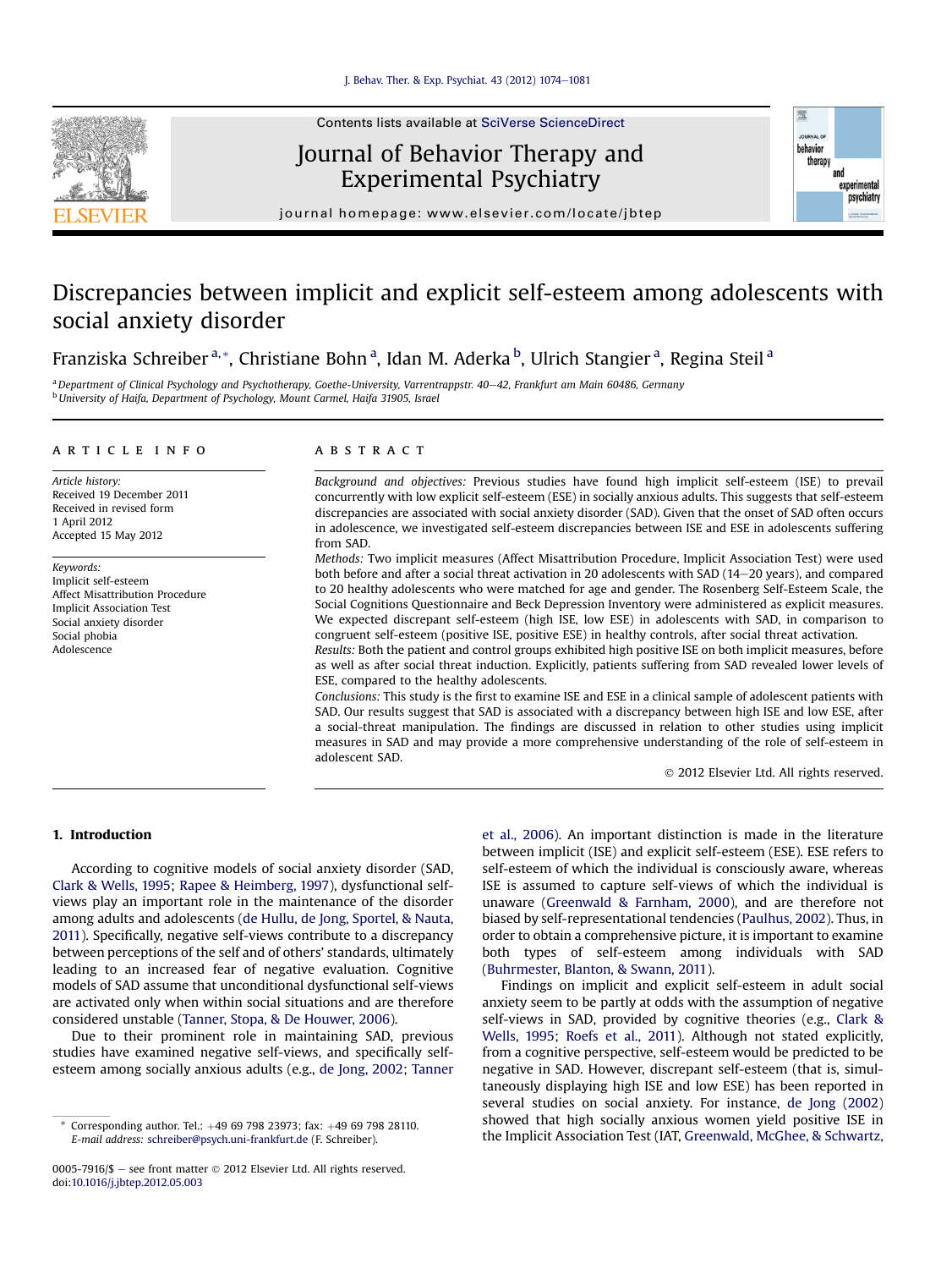# Discrepancies between implicit and explicit self-esteem among adolescents with social anxiety disorder

Franziska Schreiber [a,*], Christiane Bohn [a], Idan M. Aderka [b], Ulrich Stangier [a], Regina Steil [a]

[a] Department of Clinical Psychology and Psychotherapy, Goethe-University, Varrentrappstr. 40–42, Frankfurt am Main 60486, Germany
[b] University of Haifa, Department of Psychology, Mount Carmel, Haifa 31905, Israel

## ARTICLE INFO

*Article history:*
Received 19 December 2011
Received in revised form
1 April 2012
Accepted 15 May 2012

*Keywords:*
Implicit self-esteem
Affect Misattribution Procedure
Implicit Association Test
Social anxiety disorder
Social phobia
Adolescence

## ABSTRACT

*Background and objectives:* Previous studies have found high implicit self-esteem (ISE) to prevail concurrently with low explicit self-esteem (ESE) in socially anxious adults. This suggests that self-esteem discrepancies are associated with social anxiety disorder (SAD). Given that the onset of SAD often occurs in adolescence, we investigated self-esteem discrepancies between ISE and ESE in adolescents suffering from SAD.

*Methods:* Two implicit measures (Affect Misattribution Procedure, Implicit Association Test) were used both before and after a social threat activation in 20 adolescents with SAD (14–20 years), and compared to 20 healthy adolescents who were matched for age and gender. The Rosenberg Self-Esteem Scale, the Social Cognitions Questionnaire and Beck Depression Inventory were administered as explicit measures. We expected discrepant self-esteem (high ISE, low ESE) in adolescents with SAD, in comparison to congruent self-esteem (positive ISE, positive ESE) in healthy controls, after social threat activation.

*Results:* Both the patient and control groups exhibited high positive ISE on both implicit measures, before as well as after social threat induction. Explicitly, patients suffering from SAD revealed lower levels of ESE, compared to the healthy adolescents.

*Conclusions:* This study is the first to examine ISE and ESE in a clinical sample of adolescent patients with SAD. Our results suggest that SAD is associated with a discrepancy between high ISE and low ESE, after a social-threat manipulation. The findings are discussed in relation to other studies using implicit measures in SAD and may provide a more comprehensive understanding of the role of self-esteem in adolescent SAD.

© 2012 Elsevier Ltd. All rights reserved.

## 1. Introduction

According to cognitive models of social anxiety disorder (SAD, Clark & Wells, 1995; Rapee & Heimberg, 1997), dysfunctional self-views play an important role in the maintenance of the disorder among adults and adolescents (de Hullu, de Jong, Sportel, & Nauta, 2011). Specifically, negative self-views contribute to a discrepancy between perceptions of the self and of others' standards, ultimately leading to an increased fear of negative evaluation. Cognitive models of SAD assume that unconditional dysfunctional self-views are activated only when within social situations and are therefore considered unstable (Tanner, Stopa, & De Houwer, 2006).

Due to their prominent role in maintaining SAD, previous studies have examined negative self-views, and specifically self-esteem among socially anxious adults (e.g., de Jong, 2002; Tanner et al., 2006). An important distinction is made in the literature between implicit (ISE) and explicit self-esteem (ESE). ESE refers to self-esteem of which the individual is consciously aware, whereas ISE is assumed to capture self-views of which the individual is unaware (Greenwald & Farnham, 2000), and are therefore not biased by self-representational tendencies (Paulhus, 2002). Thus, in order to obtain a comprehensive picture, it is important to examine both types of self-esteem among individuals with SAD (Buhrmester, Blanton, & Swann, 2011).

Findings on implicit and explicit self-esteem in adult social anxiety seem to be partly at odds with the assumption of negative self-views in SAD, provided by cognitive theories (e.g., Clark & Wells, 1995; Roefs et al., 2011). Although not stated explicitly, from a cognitive perspective, self-esteem would be predicted to be negative in SAD. However, discrepant self-esteem (that is, simultaneously displaying high ISE and low ESE) has been reported in several studies on social anxiety. For instance, de Jong (2002) showed that high socially anxious women yield positive ISE in the Implicit Association Test (IAT, Greenwald, McGhee, & Schwartz,

* Corresponding author. Tel.: +49 69 798 23973; fax: +49 69 798 28110.
E-mail address: schreiber@psych.uni-frankfurt.de (F. Schreiber).

0005-7916/$ – see front matter © 2012 Elsevier Ltd. All rights reserved.
doi:10.1016/j.jbtep.2012.05.003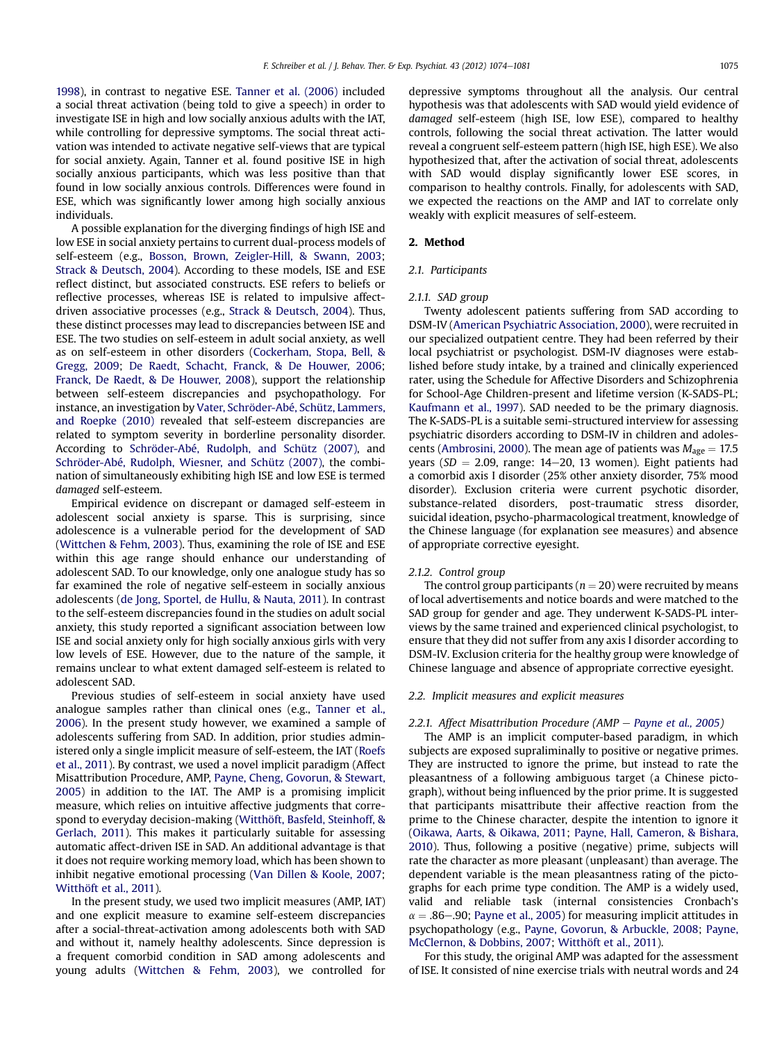1998), in contrast to negative ESE. Tanner et al. (2006) included a social threat activation (being told to give a speech) in order to investigate ISE in high and low socially anxious adults with the IAT, while controlling for depressive symptoms. The social threat activation was intended to activate negative self-views that are typical for social anxiety. Again, Tanner et al. found positive ISE in high socially anxious participants, which was less positive than that found in low socially anxious controls. Differences were found in ESE, which was significantly lower among high socially anxious individuals.

A possible explanation for the diverging findings of high ISE and low ESE in social anxiety pertains to current dual-process models of self-esteem (e.g., Bosson, Brown, Zeigler-Hill, & Swann, 2003; Strack & Deutsch, 2004). According to these models, ISE and ESE reflect distinct, but associated constructs. ESE refers to beliefs or reflective processes, whereas ISE is related to impulsive affect-driven associative processes (e.g., Strack & Deutsch, 2004). Thus, these distinct processes may lead to discrepancies between ISE and ESE. The two studies on self-esteem in adult social anxiety, as well as on self-esteem in other disorders (Cockerham, Stopa, Bell, & Gregg, 2009; De Raedt, Schacht, Franck, & De Houwer, 2006; Franck, De Raedt, & De Houwer, 2008), support the relationship between self-esteem discrepancies and psychopathology. For instance, an investigation by Vater, Schröder-Abé, Schütz, Lammers, and Roepke (2010) revealed that self-esteem discrepancies are related to symptom severity in borderline personality disorder. According to Schröder-Abé, Rudolph, and Schütz (2007), and Schröder-Abé, Rudolph, Wiesner, and Schütz (2007), the combination of simultaneously exhibiting high ISE and low ESE is termed *damaged* self-esteem.

Empirical evidence on discrepant or damaged self-esteem in adolescent social anxiety is sparse. This is surprising, since adolescence is a vulnerable period for the development of SAD (Wittchen & Fehm, 2003). Thus, examining the role of ISE and ESE within this age range should enhance our understanding of adolescent SAD. To our knowledge, only one analogue study has so far examined the role of negative self-esteem in socially anxious adolescents (de Jong, Sportel, de Hullu, & Nauta, 2011). In contrast to the self-esteem discrepancies found in the studies on adult social anxiety, this study reported a significant association between low ISE and social anxiety only for high socially anxious girls with very low levels of ESE. However, due to the nature of the sample, it remains unclear to what extent damaged self-esteem is related to adolescent SAD.

Previous studies of self-esteem in social anxiety have used analogue samples rather than clinical ones (e.g., Tanner et al., 2006). In the present study however, we examined a sample of adolescents suffering from SAD. In addition, prior studies administered only a single implicit measure of self-esteem, the IAT (Roefs et al., 2011). By contrast, we used a novel implicit paradigm (Affect Misattribution Procedure, AMP, Payne, Cheng, Govorun, & Stewart, 2005) in addition to the IAT. The AMP is a promising implicit measure, which relies on intuitive affective judgments that correspond to everyday decision-making (Witthöft, Basfeld, Steinhoff, & Gerlach, 2011). This makes it particularly suitable for assessing automatic affect-driven ISE in SAD. An additional advantage is that it does not require working memory load, which has been shown to inhibit negative emotional processing (Van Dillen & Koole, 2007; Witthöft et al., 2011).

In the present study, we used two implicit measures (AMP, IAT) and one explicit measure to examine self-esteem discrepancies after a social-threat-activation among adolescents both with SAD and without it, namely healthy adolescents. Since depression is a frequent comorbid condition in SAD among adolescents and young adults (Wittchen & Fehm, 2003), we controlled for depressive symptoms throughout all the analysis. Our central hypothesis was that adolescents with SAD would yield evidence of *damaged* self-esteem (high ISE, low ESE), compared to healthy controls, following the social threat activation. The latter would reveal a congruent self-esteem pattern (high ISE, high ESE). We also hypothesized that, after the activation of social threat, adolescents with SAD would display significantly lower ESE scores, in comparison to healthy controls. Finally, for adolescents with SAD, we expected the reactions on the AMP and IAT to correlate only weakly with explicit measures of self-esteem.

## 2. Method

### 2.1. Participants

#### 2.1.1. SAD group

Twenty adolescent patients suffering from SAD according to DSM-IV (American Psychiatric Association, 2000), were recruited in our specialized outpatient centre. They had been referred by their local psychiatrist or psychologist. DSM-IV diagnoses were established before study intake, by a trained and clinically experienced rater, using the Schedule for Affective Disorders and Schizophrenia for School-Age Children-present and lifetime version (K-SADS-PL; Kaufmann et al., 1997). SAD needed to be the primary diagnosis. The K-SADS-PL is a suitable semi-structured interview for assessing psychiatric disorders according to DSM-IV in children and adolescents (Ambrosini, 2000). The mean age of patients was $M_{age} = 17.5$ years ($SD = 2.09$, range: 14–20, 13 women). Eight patients had a comorbid axis I disorder (25% other anxiety disorder, 75% mood disorder). Exclusion criteria were current psychotic disorder, substance-related disorders, post-traumatic stress disorder, suicidal ideation, psycho-pharmacological treatment, knowledge of the Chinese language (for explanation see measures) and absence of appropriate corrective eyesight.

#### 2.1.2. Control group

The control group participants ($n = 20$) were recruited by means of local advertisements and notice boards and were matched to the SAD group for gender and age. They underwent K-SADS-PL interviews by the same trained and experienced clinical psychologist, to ensure that they did not suffer from any axis I disorder according to DSM-IV. Exclusion criteria for the healthy group were knowledge of Chinese language and absence of appropriate corrective eyesight.

### 2.2. Implicit measures and explicit measures

#### 2.2.1. Affect Misattribution Procedure (AMP – Payne et al., 2005)

The AMP is an implicit computer-based paradigm, in which subjects are exposed supraliminally to positive or negative primes. They are instructed to ignore the prime, but instead to rate the pleasantness of a following ambiguous target (a Chinese pictograph), without being influenced by the prior prime. It is suggested that participants misattribute their affective reaction from the prime to the Chinese character, despite the intention to ignore it (Oikawa, Aarts, & Oikawa, 2011; Payne, Hall, Cameron, & Bishara, 2010). Thus, following a positive (negative) prime, subjects will rate the character as more pleasant (unpleasant) than average. The dependent variable is the mean pleasantness rating of the pictographs for each prime type condition. The AMP is a widely used, valid and reliable task (internal consistencies Cronbach's $\alpha = .86–.90$; Payne et al., 2005) for measuring implicit attitudes in psychopathology (e.g., Payne, Govorun, & Arbuckle, 2008; Payne, McClernon, & Dobbins, 2007; Witthöft et al., 2011).

For this study, the original AMP was adapted for the assessment of ISE. It consisted of nine exercise trials with neutral words and 24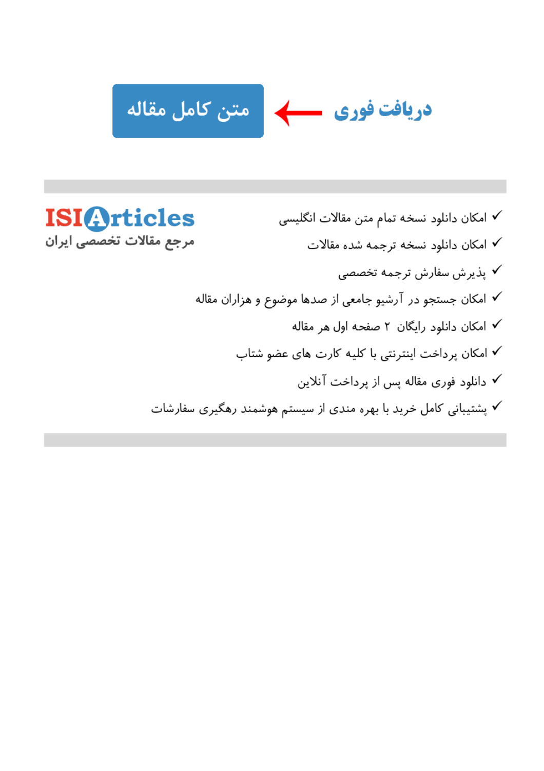دریافت فوری ← **متن کامل مقاله**

**ISIArticles**
مرجع مقالات تخصصی ایران

- ✓ امکان دانلود نسخه تمام متن مقالات انگلیسی
- ✓ امکان دانلود نسخه ترجمه شده مقالات
- ✓ پذیرش سفارش ترجمه تخصصی
- ✓ امکان جستجو در آرشیو جامعی از صدها موضوع و هزاران مقاله
- ✓ امکان دانلود رایگان ۲ صفحه اول هر مقاله
- ✓ امکان پرداخت اینترنتی با کلیه کارت های عضو شتاب
- ✓ دانلود فوری مقاله پس از پرداخت آنلاین
- ✓ پشتیبانی کامل خرید با بهره مندی از سیستم هوشمند رهگیری سفارشات